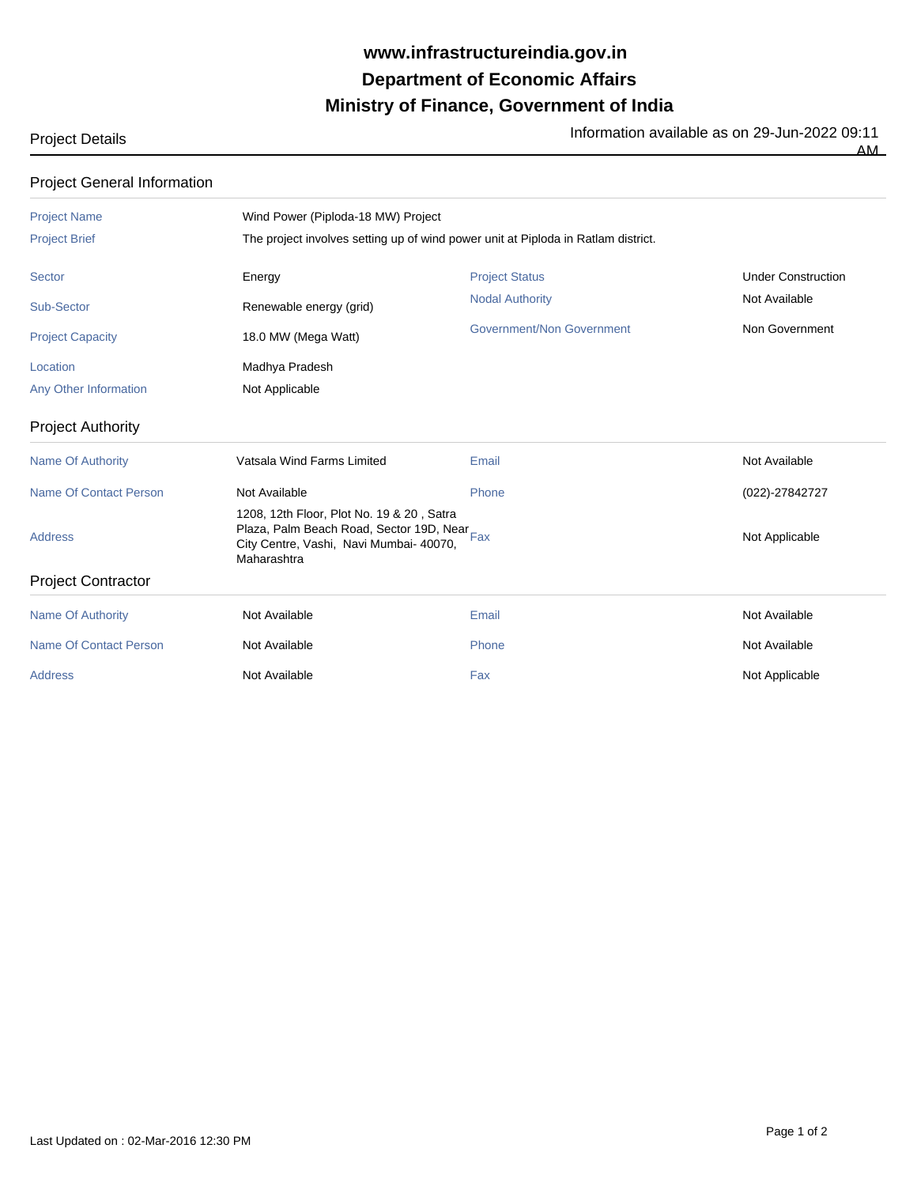# www.infrastructureindia.gov.in
# Department of Economic Affairs
# Ministry of Finance, Government of India

Project Details

Information available as on 29-Jun-2022 09:11 AM

## Project General Information

| | | | |
|---|---|---|---|
| Project Name | Wind Power (Piploda-18 MW) Project | | |
| Project Brief | The project involves setting up of wind power unit at Piploda in Ratlam district. | | |
| Sector | Energy | Project Status | Under Construction |
| Sub-Sector | Renewable energy (grid) | Nodal Authority | Not Available |
| Project Capacity | 18.0 MW (Mega Watt) | Government/Non Government | Non Government |
| Location | Madhya Pradesh | | |
| Any Other Information | Not Applicable | | |

## Project Authority

| | | | |
|---|---|---|---|
| Name Of Authority | Vatsala Wind Farms Limited | Email | Not Available |
| Name Of Contact Person | Not Available | Phone | (022)-27842727 |
| Address | 1208, 12th Floor, Plot No. 19 & 20 , Satra Plaza, Palm Beach Road, Sector 19D, Near City Centre, Vashi, Navi Mumbai- 40070, Maharashtra | Fax | Not Applicable |

## Project Contractor

| | | | |
|---|---|---|---|
| Name Of Authority | Not Available | Email | Not Available |
| Name Of Contact Person | Not Available | Phone | Not Available |
| Address | Not Available | Fax | Not Applicable |

Last Updated on : 02-Mar-2016 12:30 PM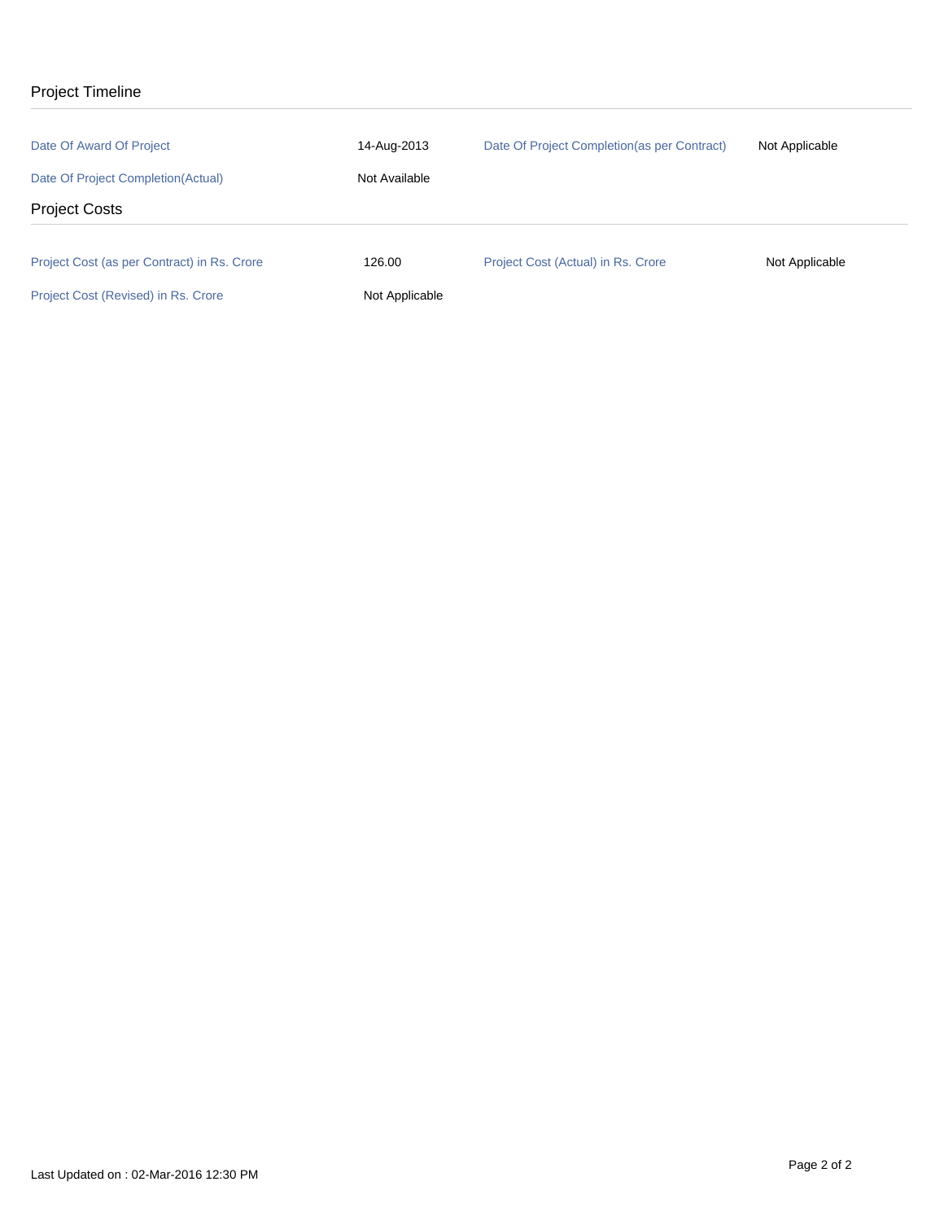## Project Timeline

| | | | |
|---|---|---|---|
| Date Of Award Of Project | 14-Aug-2013 | Date Of Project Completion(as per Contract) | Not Applicable |
| Date Of Project Completion(Actual) | Not Available | | |

## Project Costs

| | | | |
|---|---|---|---|
| Project Cost (as per Contract) in Rs. Crore | 126.00 | Project Cost (Actual) in Rs. Crore | Not Applicable |
| Project Cost (Revised) in Rs. Crore | Not Applicable | | |

Last Updated on : 02-Mar-2016 12:30 PM